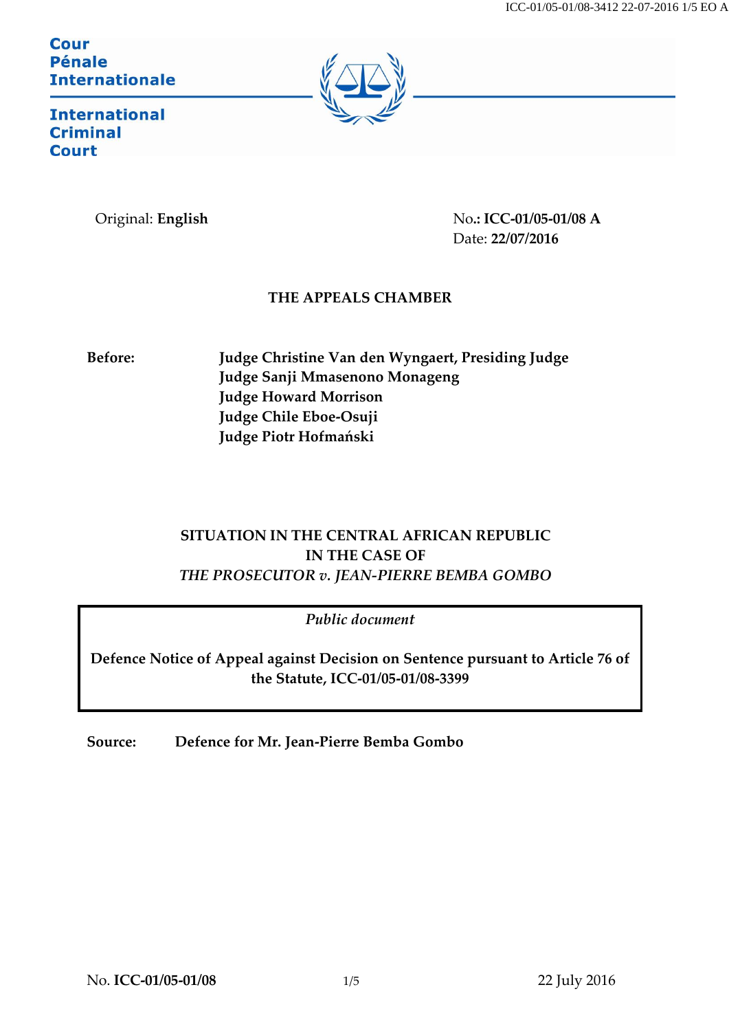Cour Pénale Internationale

International Criminal Court

Original: **English**

No.**: ICC-01/05-01/08 A**
Date: **22/07/2016**

**THE APPEALS CHAMBER**

**Before:**

**Judge Christine Van den Wyngaert, Presiding Judge**
**Judge Sanji Mmasenono Monageng**
**Judge Howard Morrison**
**Judge Chile Eboe-Osuji**
**Judge Piotr Hofmański**

**SITUATION IN THE CENTRAL AFRICAN REPUBLIC**
**IN THE CASE OF**
***THE PROSECUTOR v. JEAN-PIERRE BEMBA GOMBO***

*Public document*

**Defence Notice of Appeal against Decision on Sentence pursuant to Article 76 of the Statute, ICC-01/05-01/08-3399**

**Source:** **Defence for Mr. Jean-Pierre Bemba Gombo**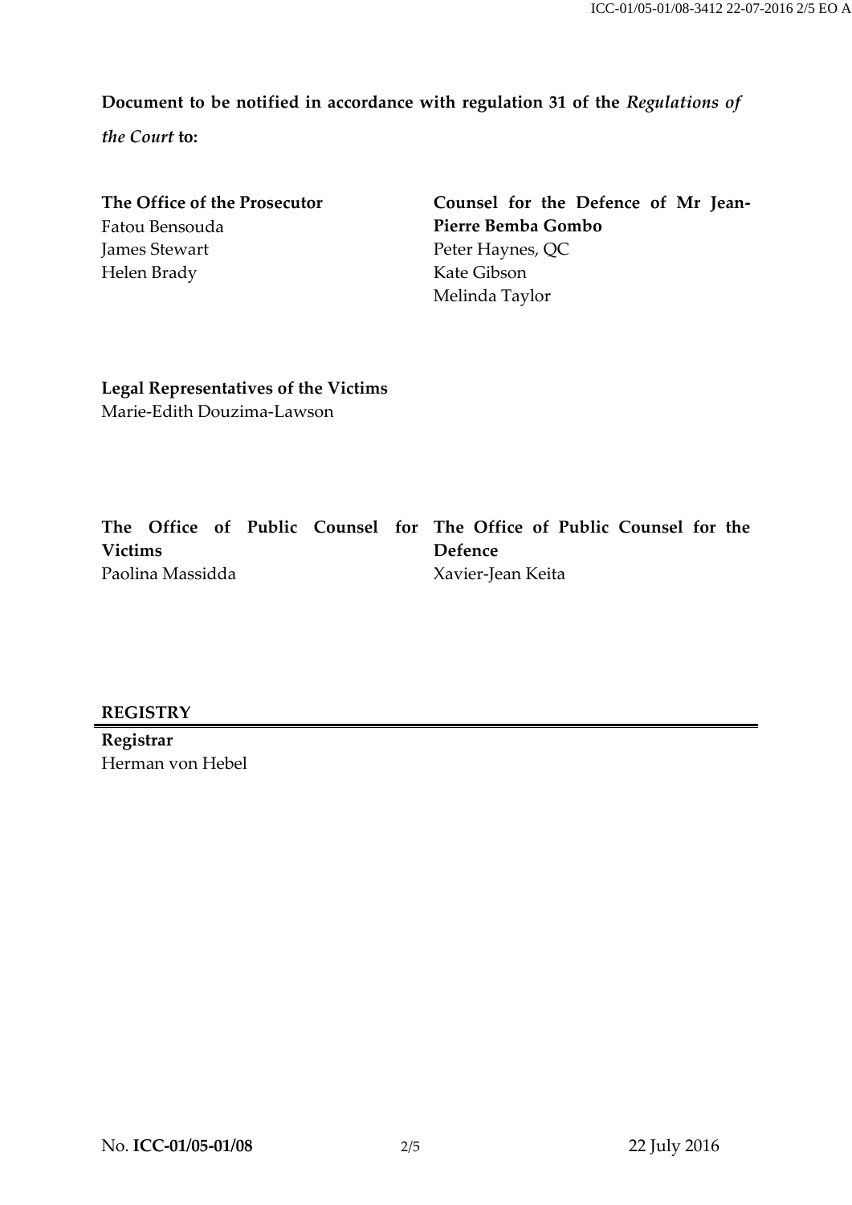**Document to be notified in accordance with regulation 31 of the *Regulations of the Court* to:**

**The Office of the Prosecutor**
Fatou Bensouda
James Stewart
Helen Brady

**Counsel for the Defence of Mr Jean-Pierre Bemba Gombo**
Peter Haynes, QC
Kate Gibson
Melinda Taylor

**Legal Representatives of the Victims**
Marie-Edith Douzima-Lawson

**The Office of Public Counsel for Victims**
Paolina Massidda

**The Office of Public Counsel for the Defence**
Xavier-Jean Keita

**REGISTRY**

**Registrar**
Herman von Hebel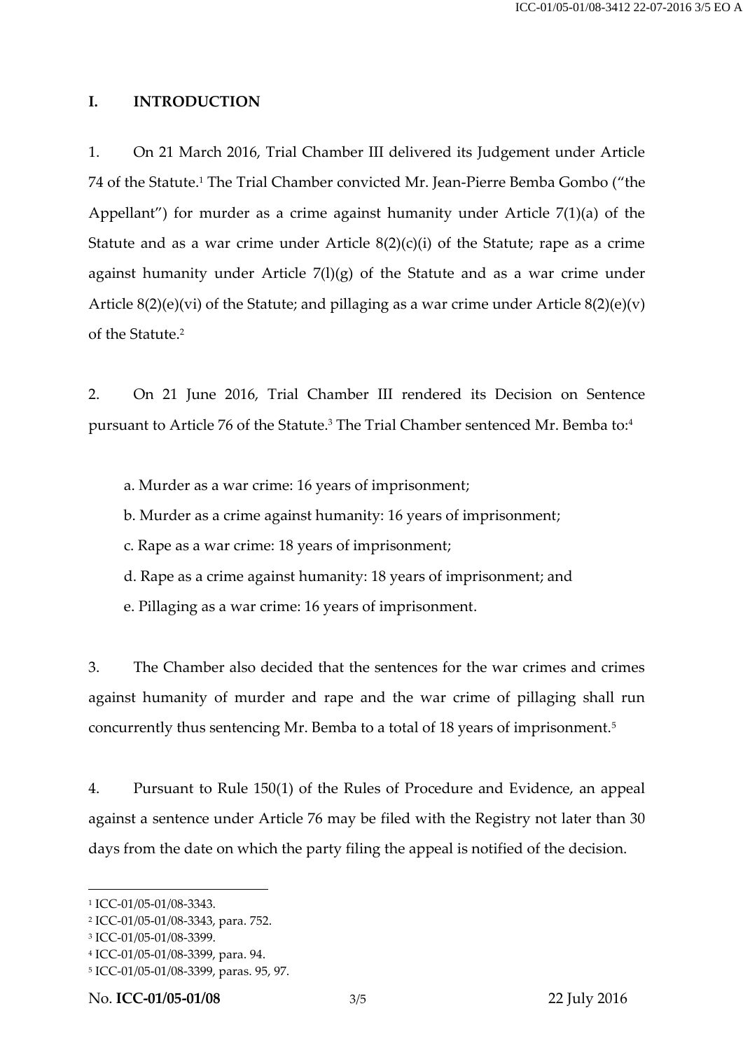## I. INTRODUCTION

1. On 21 March 2016, Trial Chamber III delivered its Judgement under Article 74 of the Statute.[1] The Trial Chamber convicted Mr. Jean-Pierre Bemba Gombo ("the Appellant") for murder as a crime against humanity under Article 7(1)(a) of the Statute and as a war crime under Article 8(2)(c)(i) of the Statute; rape as a crime against humanity under Article 7(l)(g) of the Statute and as a war crime under Article 8(2)(e)(vi) of the Statute; and pillaging as a war crime under Article 8(2)(e)(v) of the Statute.[2]

2. On 21 June 2016, Trial Chamber III rendered its Decision on Sentence pursuant to Article 76 of the Statute.[3] The Trial Chamber sentenced Mr. Bemba to:[4]

a. Murder as a war crime: 16 years of imprisonment;

b. Murder as a crime against humanity: 16 years of imprisonment;

c. Rape as a war crime: 18 years of imprisonment;

d. Rape as a crime against humanity: 18 years of imprisonment; and

e. Pillaging as a war crime: 16 years of imprisonment.

3. The Chamber also decided that the sentences for the war crimes and crimes against humanity of murder and rape and the war crime of pillaging shall run concurrently thus sentencing Mr. Bemba to a total of 18 years of imprisonment.[5]

4. Pursuant to Rule 150(1) of the Rules of Procedure and Evidence, an appeal against a sentence under Article 76 may be filed with the Registry not later than 30 days from the date on which the party filing the appeal is notified of the decision.

---

[1] ICC-01/05-01/08-3343.

[2] ICC-01/05-01/08-3343, para. 752.

[3] ICC-01/05-01/08-3399.

[4] ICC-01/05-01/08-3399, para. 94.

[5] ICC-01/05-01/08-3399, paras. 95, 97.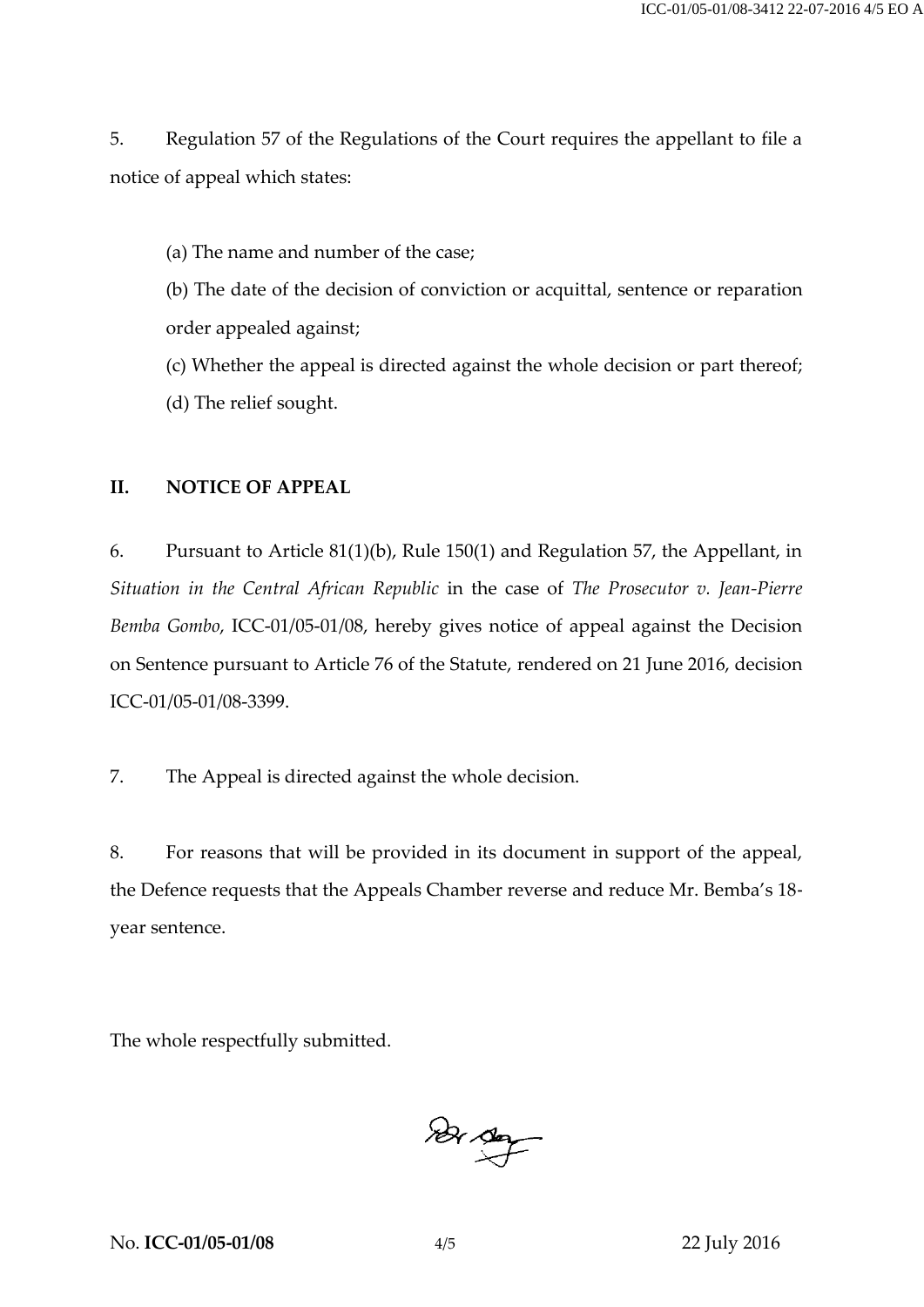5. Regulation 57 of the Regulations of the Court requires the appellant to file a notice of appeal which states:

(a) The name and number of the case;

(b) The date of the decision of conviction or acquittal, sentence or reparation order appealed against;

(c) Whether the appeal is directed against the whole decision or part thereof;

(d) The relief sought.

## II. NOTICE OF APPEAL

6. Pursuant to Article 81(1)(b), Rule 150(1) and Regulation 57, the Appellant, in *Situation in the Central African Republic* in the case of *The Prosecutor v. Jean-Pierre Bemba Gombo*, ICC-01/05-01/08, hereby gives notice of appeal against the Decision on Sentence pursuant to Article 76 of the Statute, rendered on 21 June 2016, decision ICC-01/05-01/08-3399.

7. The Appeal is directed against the whole decision.

8. For reasons that will be provided in its document in support of the appeal, the Defence requests that the Appeals Chamber reverse and reduce Mr. Bemba's 18-year sentence.

The whole respectfully submitted.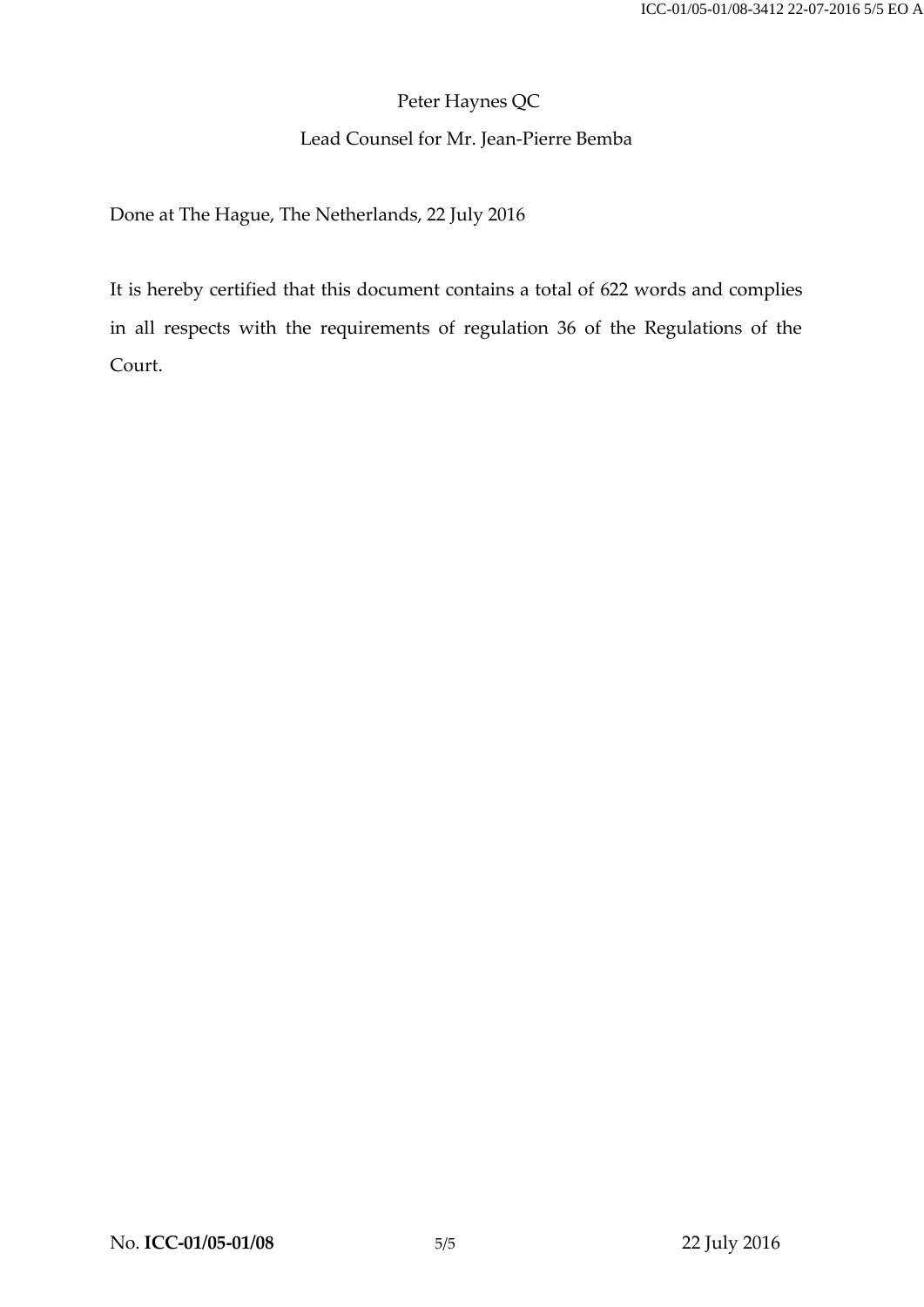Peter Haynes QC

Lead Counsel for Mr. Jean-Pierre Bemba

Done at The Hague, The Netherlands, 22 July 2016

It is hereby certified that this document contains a total of 622 words and complies in all respects with the requirements of regulation 36 of the Regulations of the Court.